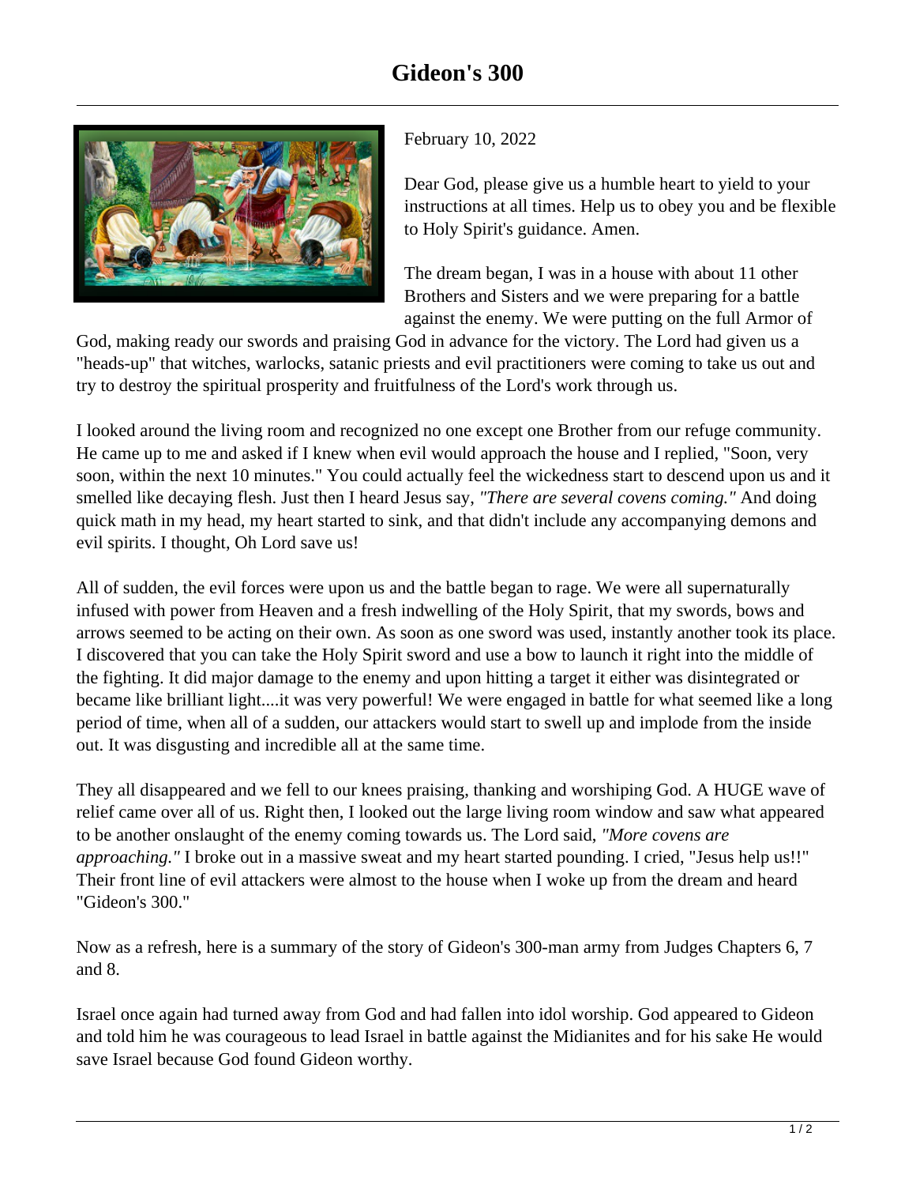# Gideon's 300

February 10, 2022

Dear God, please give us a humble heart to yield to your instructions at all times. Help us to obey you and be flexible to Holy Spirit's guidance. Amen.

The dream began, I was in a house with about 11 other Brothers and Sisters and we were preparing for a battle against the enemy. We were putting on the full Armor of God, making ready our swords and praising God in advance for the victory. The Lord had given us a "heads-up" that witches, warlocks, satanic priests and evil practitioners were coming to take us out and try to destroy the spiritual prosperity and fruitfulness of the Lord's work through us.

I looked around the living room and recognized no one except one Brother from our refuge community. He came up to me and asked if I knew when evil would approach the house and I replied, "Soon, very soon, within the next 10 minutes." You could actually feel the wickedness start to descend upon us and it smelled like decaying flesh. Just then I heard Jesus say, *"There are several covens coming."* And doing quick math in my head, my heart started to sink, and that didn't include any accompanying demons and evil spirits. I thought, Oh Lord save us!

All of sudden, the evil forces were upon us and the battle began to rage. We were all supernaturally infused with power from Heaven and a fresh indwelling of the Holy Spirit, that my swords, bows and arrows seemed to be acting on their own. As soon as one sword was used, instantly another took its place. I discovered that you can take the Holy Spirit sword and use a bow to launch it right into the middle of the fighting. It did major damage to the enemy and upon hitting a target it either was disintegrated or became like brilliant light....it was very powerful! We were engaged in battle for what seemed like a long period of time, when all of a sudden, our attackers would start to swell up and implode from the inside out. It was disgusting and incredible all at the same time.

They all disappeared and we fell to our knees praising, thanking and worshiping God. A HUGE wave of relief came over all of us. Right then, I looked out the large living room window and saw what appeared to be another onslaught of the enemy coming towards us. The Lord said, *"More covens are approaching."* I broke out in a massive sweat and my heart started pounding. I cried, "Jesus help us!!" Their front line of evil attackers were almost to the house when I woke up from the dream and heard "Gideon's 300."

Now as a refresh, here is a summary of the story of Gideon's 300-man army from Judges Chapters 6, 7 and 8.

Israel once again had turned away from God and had fallen into idol worship. God appeared to Gideon and told him he was courageous to lead Israel in battle against the Midianites and for his sake He would save Israel because God found Gideon worthy.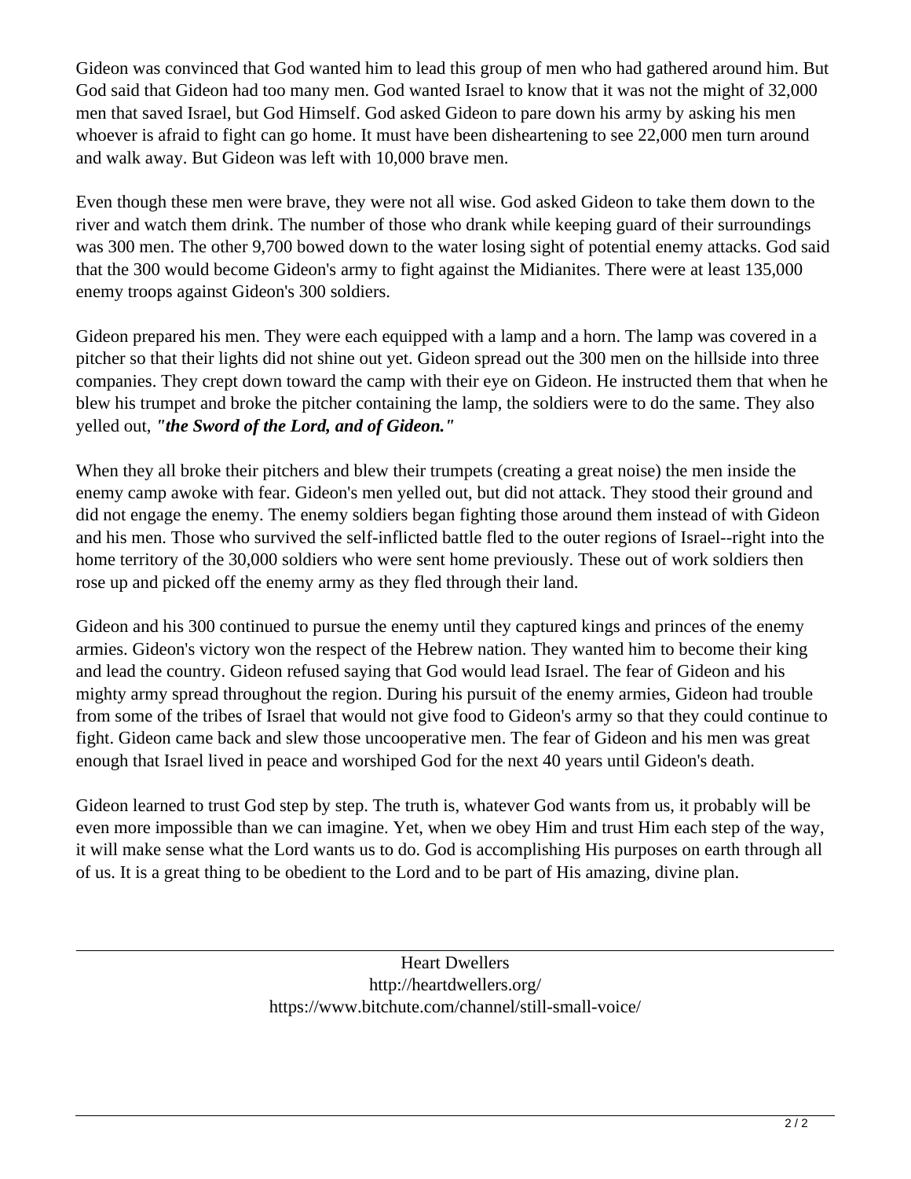Gideon was convinced that God wanted him to lead this group of men who had gathered around him. But God said that Gideon had too many men. God wanted Israel to know that it was not the might of 32,000 men that saved Israel, but God Himself. God asked Gideon to pare down his army by asking his men whoever is afraid to fight can go home. It must have been disheartening to see 22,000 men turn around and walk away. But Gideon was left with 10,000 brave men.

Even though these men were brave, they were not all wise. God asked Gideon to take them down to the river and watch them drink. The number of those who drank while keeping guard of their surroundings was 300 men. The other 9,700 bowed down to the water losing sight of potential enemy attacks. God said that the 300 would become Gideon's army to fight against the Midianites. There were at least 135,000 enemy troops against Gideon's 300 soldiers.

Gideon prepared his men. They were each equipped with a lamp and a horn. The lamp was covered in a pitcher so that their lights did not shine out yet. Gideon spread out the 300 men on the hillside into three companies. They crept down toward the camp with their eye on Gideon. He instructed them that when he blew his trumpet and broke the pitcher containing the lamp, the soldiers were to do the same. They also yelled out, ***"the Sword of the Lord, and of Gideon."***

When they all broke their pitchers and blew their trumpets (creating a great noise) the men inside the enemy camp awoke with fear. Gideon's men yelled out, but did not attack. They stood their ground and did not engage the enemy. The enemy soldiers began fighting those around them instead of with Gideon and his men. Those who survived the self-inflicted battle fled to the outer regions of Israel--right into the home territory of the 30,000 soldiers who were sent home previously. These out of work soldiers then rose up and picked off the enemy army as they fled through their land.

Gideon and his 300 continued to pursue the enemy until they captured kings and princes of the enemy armies. Gideon's victory won the respect of the Hebrew nation. They wanted him to become their king and lead the country. Gideon refused saying that God would lead Israel. The fear of Gideon and his mighty army spread throughout the region. During his pursuit of the enemy armies, Gideon had trouble from some of the tribes of Israel that would not give food to Gideon's army so that they could continue to fight. Gideon came back and slew those uncooperative men. The fear of Gideon and his men was great enough that Israel lived in peace and worshiped God for the next 40 years until Gideon's death.

Gideon learned to trust God step by step. The truth is, whatever God wants from us, it probably will be even more impossible than we can imagine. Yet, when we obey Him and trust Him each step of the way, it will make sense what the Lord wants us to do. God is accomplishing His purposes on earth through all of us. It is a great thing to be obedient to the Lord and to be part of His amazing, divine plan.

---

Heart Dwellers
http://heartdwellers.org/
https://www.bitchute.com/channel/still-small-voice/